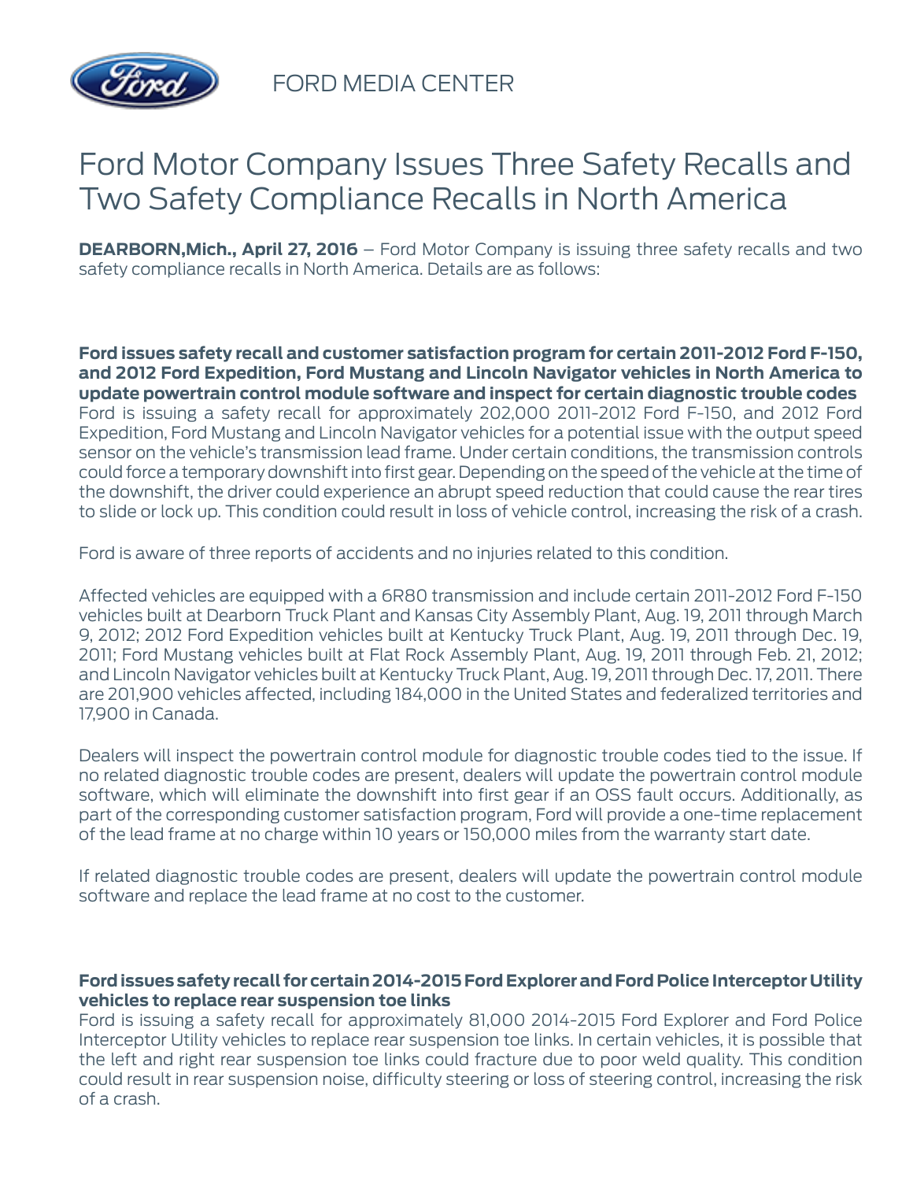FORD MEDIA CENTER

# Ford Motor Company Issues Three Safety Recalls and Two Safety Compliance Recalls in North America

**DEARBORN,Mich., April 27, 2016** – Ford Motor Company is issuing three safety recalls and two safety compliance recalls in North America. Details are as follows:

**Ford issues safety recall and customer satisfaction program for certain 2011-2012 Ford F-150, and 2012 Ford Expedition, Ford Mustang and Lincoln Navigator vehicles in North America to update powertrain control module software and inspect for certain diagnostic trouble codes**

Ford is issuing a safety recall for approximately 202,000 2011-2012 Ford F-150, and 2012 Ford Expedition, Ford Mustang and Lincoln Navigator vehicles for a potential issue with the output speed sensor on the vehicle's transmission lead frame. Under certain conditions, the transmission controls could force a temporary downshift into first gear. Depending on the speed of the vehicle at the time of the downshift, the driver could experience an abrupt speed reduction that could cause the rear tires to slide or lock up. This condition could result in loss of vehicle control, increasing the risk of a crash.

Ford is aware of three reports of accidents and no injuries related to this condition.

Affected vehicles are equipped with a 6R80 transmission and include certain 2011-2012 Ford F-150 vehicles built at Dearborn Truck Plant and Kansas City Assembly Plant, Aug. 19, 2011 through March 9, 2012; 2012 Ford Expedition vehicles built at Kentucky Truck Plant, Aug. 19, 2011 through Dec. 19, 2011; Ford Mustang vehicles built at Flat Rock Assembly Plant, Aug. 19, 2011 through Feb. 21, 2012; and Lincoln Navigator vehicles built at Kentucky Truck Plant, Aug. 19, 2011 through Dec. 17, 2011. There are 201,900 vehicles affected, including 184,000 in the United States and federalized territories and 17,900 in Canada.

Dealers will inspect the powertrain control module for diagnostic trouble codes tied to the issue. If no related diagnostic trouble codes are present, dealers will update the powertrain control module software, which will eliminate the downshift into first gear if an OSS fault occurs. Additionally, as part of the corresponding customer satisfaction program, Ford will provide a one-time replacement of the lead frame at no charge within 10 years or 150,000 miles from the warranty start date.

If related diagnostic trouble codes are present, dealers will update the powertrain control module software and replace the lead frame at no cost to the customer.

**Ford issues safety recall for certain 2014-2015 Ford Explorer and Ford Police Interceptor Utility vehicles to replace rear suspension toe links**

Ford is issuing a safety recall for approximately 81,000 2014-2015 Ford Explorer and Ford Police Interceptor Utility vehicles to replace rear suspension toe links. In certain vehicles, it is possible that the left and right rear suspension toe links could fracture due to poor weld quality. This condition could result in rear suspension noise, difficulty steering or loss of steering control, increasing the risk of a crash.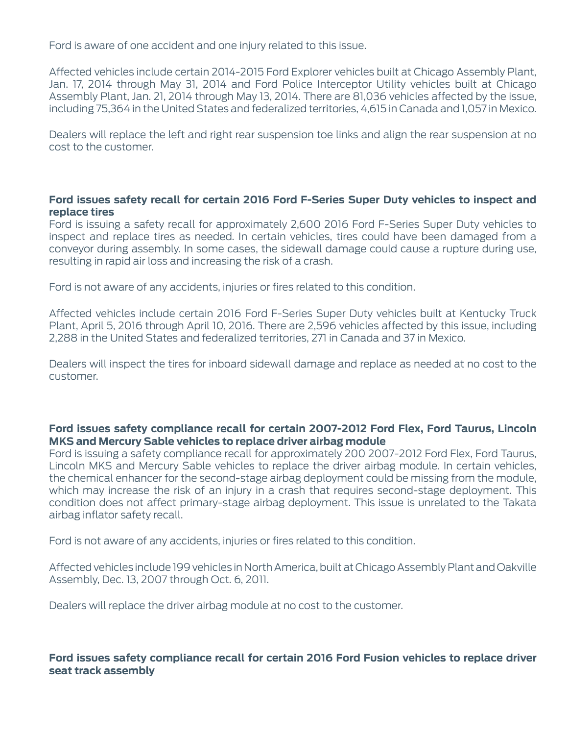Ford is aware of one accident and one injury related to this issue.

Affected vehicles include certain 2014-2015 Ford Explorer vehicles built at Chicago Assembly Plant, Jan. 17, 2014 through May 31, 2014 and Ford Police Interceptor Utility vehicles built at Chicago Assembly Plant, Jan. 21, 2014 through May 13, 2014. There are 81,036 vehicles affected by the issue, including 75,364 in the United States and federalized territories, 4,615 in Canada and 1,057 in Mexico.

Dealers will replace the left and right rear suspension toe links and align the rear suspension at no cost to the customer.

**Ford issues safety recall for certain 2016 Ford F-Series Super Duty vehicles to inspect and replace tires**

Ford is issuing a safety recall for approximately 2,600 2016 Ford F-Series Super Duty vehicles to inspect and replace tires as needed. In certain vehicles, tires could have been damaged from a conveyor during assembly. In some cases, the sidewall damage could cause a rupture during use, resulting in rapid air loss and increasing the risk of a crash.

Ford is not aware of any accidents, injuries or fires related to this condition.

Affected vehicles include certain 2016 Ford F-Series Super Duty vehicles built at Kentucky Truck Plant, April 5, 2016 through April 10, 2016. There are 2,596 vehicles affected by this issue, including 2,288 in the United States and federalized territories, 271 in Canada and 37 in Mexico.

Dealers will inspect the tires for inboard sidewall damage and replace as needed at no cost to the customer.

**Ford issues safety compliance recall for certain 2007-2012 Ford Flex, Ford Taurus, Lincoln MKS and Mercury Sable vehicles to replace driver airbag module**

Ford is issuing a safety compliance recall for approximately 200 2007-2012 Ford Flex, Ford Taurus, Lincoln MKS and Mercury Sable vehicles to replace the driver airbag module. In certain vehicles, the chemical enhancer for the second-stage airbag deployment could be missing from the module, which may increase the risk of an injury in a crash that requires second-stage deployment. This condition does not affect primary-stage airbag deployment. This issue is unrelated to the Takata airbag inflator safety recall.

Ford is not aware of any accidents, injuries or fires related to this condition.

Affected vehicles include 199 vehicles in North America, built at Chicago Assembly Plant and Oakville Assembly, Dec. 13, 2007 through Oct. 6, 2011.

Dealers will replace the driver airbag module at no cost to the customer.

**Ford issues safety compliance recall for certain 2016 Ford Fusion vehicles to replace driver seat track assembly**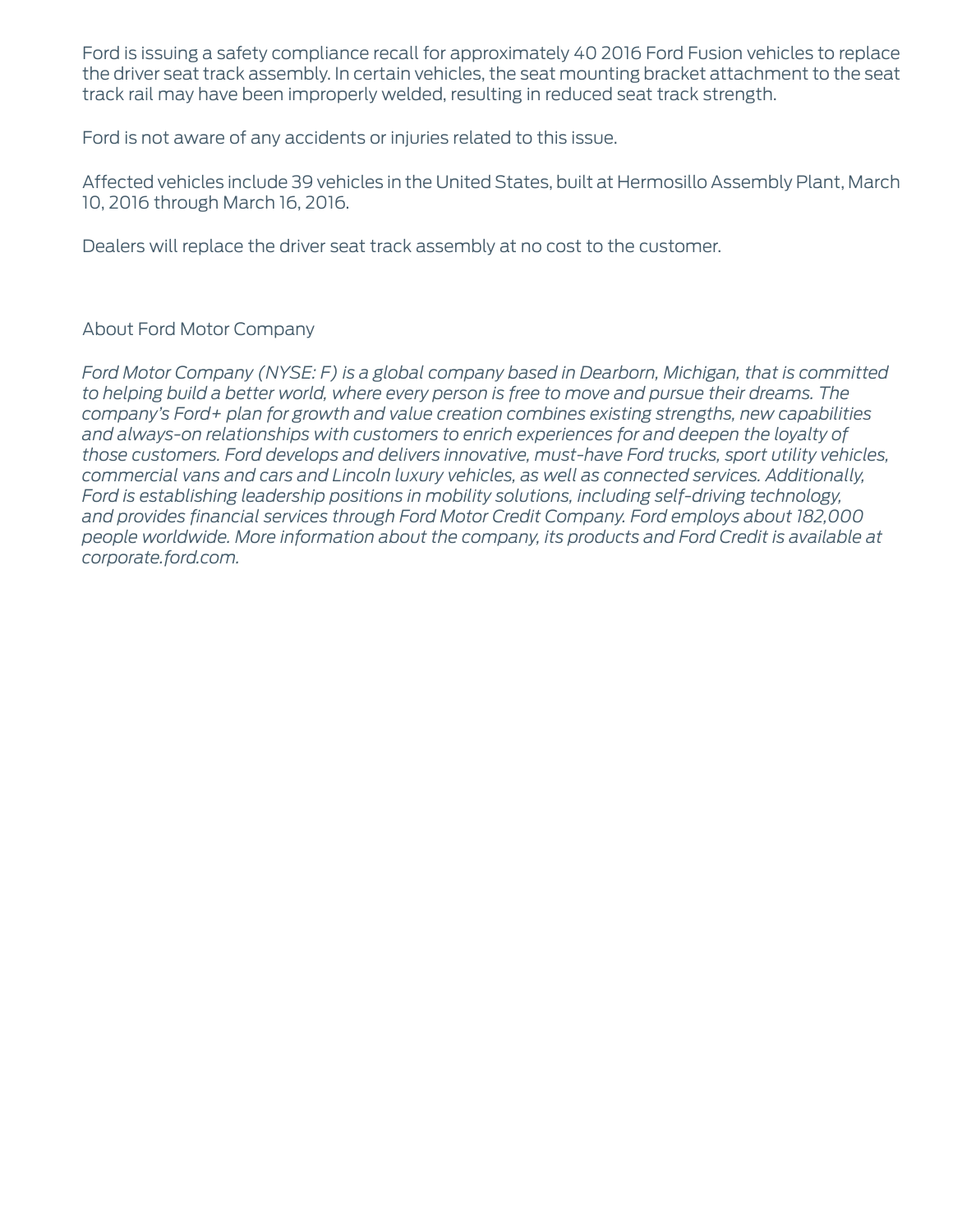Ford is issuing a safety compliance recall for approximately 40 2016 Ford Fusion vehicles to replace the driver seat track assembly. In certain vehicles, the seat mounting bracket attachment to the seat track rail may have been improperly welded, resulting in reduced seat track strength.

Ford is not aware of any accidents or injuries related to this issue.

Affected vehicles include 39 vehicles in the United States, built at Hermosillo Assembly Plant, March 10, 2016 through March 16, 2016.

Dealers will replace the driver seat track assembly at no cost to the customer.

## About Ford Motor Company

*Ford Motor Company (NYSE: F) is a global company based in Dearborn, Michigan, that is committed to helping build a better world, where every person is free to move and pursue their dreams. The company's Ford+ plan for growth and value creation combines existing strengths, new capabilities and always-on relationships with customers to enrich experiences for and deepen the loyalty of those customers. Ford develops and delivers innovative, must-have Ford trucks, sport utility vehicles, commercial vans and cars and Lincoln luxury vehicles, as well as connected services. Additionally, Ford is establishing leadership positions in mobility solutions, including self-driving technology, and provides financial services through Ford Motor Credit Company. Ford employs about 182,000 people worldwide. More information about the company, its products and Ford Credit is available at corporate.ford.com.*